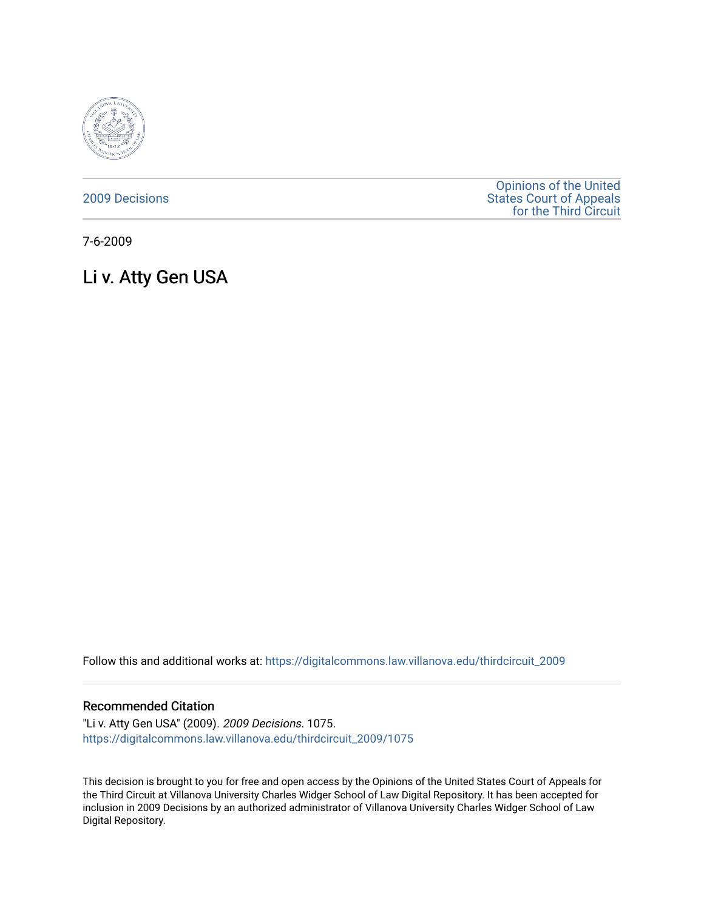2009 Decisions

Opinions of the United States Court of Appeals for the Third Circuit

7-6-2009

# Li v. Atty Gen USA

Follow this and additional works at: https://digitalcommons.law.villanova.edu/thirdcircuit_2009

## Recommended Citation

"Li v. Atty Gen USA" (2009). *2009 Decisions*. 1075.
https://digitalcommons.law.villanova.edu/thirdcircuit_2009/1075

This decision is brought to you for free and open access by the Opinions of the United States Court of Appeals for the Third Circuit at Villanova University Charles Widger School of Law Digital Repository. It has been accepted for inclusion in 2009 Decisions by an authorized administrator of Villanova University Charles Widger School of Law Digital Repository.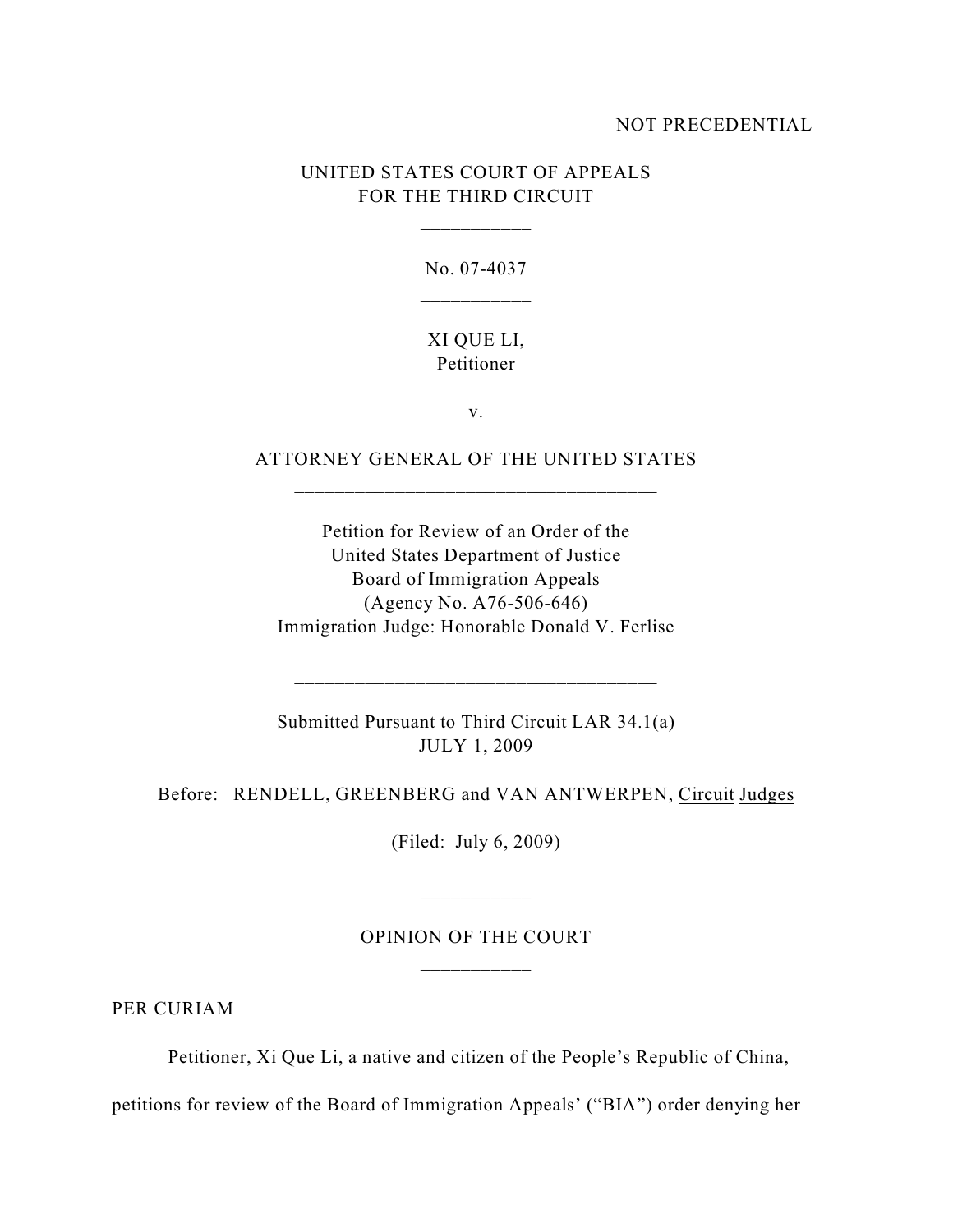NOT PRECEDENTIAL

UNITED STATES COURT OF APPEALS
FOR THE THIRD CIRCUIT

\_\_\_\_\_\_\_\_\_\_\_

No. 07-4037

\_\_\_\_\_\_\_\_\_\_\_

XI QUE LI,
Petitioner

v.

ATTORNEY GENERAL OF THE UNITED STATES

\_\_\_\_\_\_\_\_\_\_\_\_\_\_\_\_\_\_\_\_\_\_\_\_\_\_\_\_\_\_\_\_\_\_\_\_

Petition for Review of an Order of the
United States Department of Justice
Board of Immigration Appeals
(Agency No. A76-506-646)
Immigration Judge: Honorable Donald V. Ferlise

\_\_\_\_\_\_\_\_\_\_\_\_\_\_\_\_\_\_\_\_\_\_\_\_\_\_\_\_\_\_\_\_\_\_\_\_

Submitted Pursuant to Third Circuit LAR 34.1(a)
JULY 1, 2009

Before: RENDELL, GREENBERG and VAN ANTWERPEN, Circuit Judges

(Filed: July 6, 2009)

\_\_\_\_\_\_\_\_\_\_\_

OPINION OF THE COURT

\_\_\_\_\_\_\_\_\_\_\_

PER CURIAM

Petitioner, Xi Que Li, a native and citizen of the People's Republic of China, petitions for review of the Board of Immigration Appeals' ("BIA") order denying her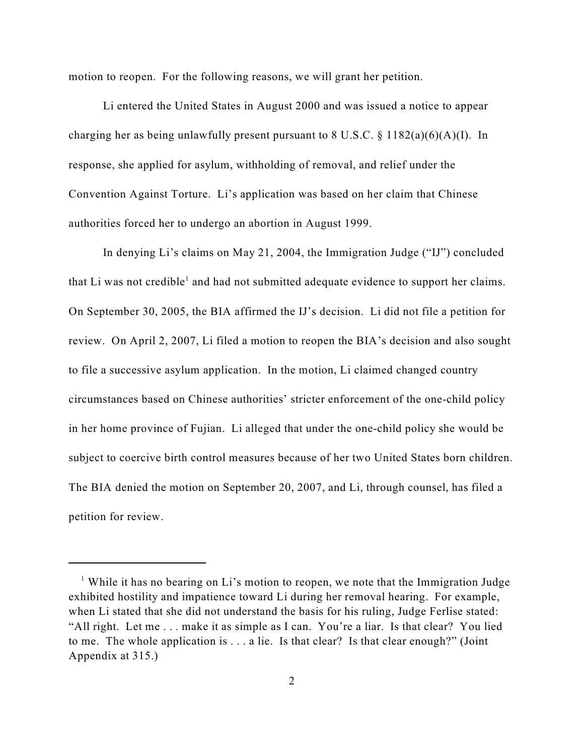motion to reopen. For the following reasons, we will grant her petition.

Li entered the United States in August 2000 and was issued a notice to appear charging her as being unlawfully present pursuant to 8 U.S.C. § 1182(a)(6)(A)(I). In response, she applied for asylum, withholding of removal, and relief under the Convention Against Torture. Li's application was based on her claim that Chinese authorities forced her to undergo an abortion in August 1999.

In denying Li's claims on May 21, 2004, the Immigration Judge ("IJ") concluded that Li was not credible[1] and had not submitted adequate evidence to support her claims. On September 30, 2005, the BIA affirmed the IJ's decision. Li did not file a petition for review. On April 2, 2007, Li filed a motion to reopen the BIA's decision and also sought to file a successive asylum application. In the motion, Li claimed changed country circumstances based on Chinese authorities' stricter enforcement of the one-child policy in her home province of Fujian. Li alleged that under the one-child policy she would be subject to coercive birth control measures because of her two United States born children. The BIA denied the motion on September 20, 2007, and Li, through counsel, has filed a petition for review.

---

[1] While it has no bearing on Li's motion to reopen, we note that the Immigration Judge exhibited hostility and impatience toward Li during her removal hearing. For example, when Li stated that she did not understand the basis for his ruling, Judge Ferlise stated: "All right. Let me . . . make it as simple as I can. You're a liar. Is that clear? You lied to me. The whole application is . . . a lie. Is that clear? Is that clear enough?" (Joint Appendix at 315.)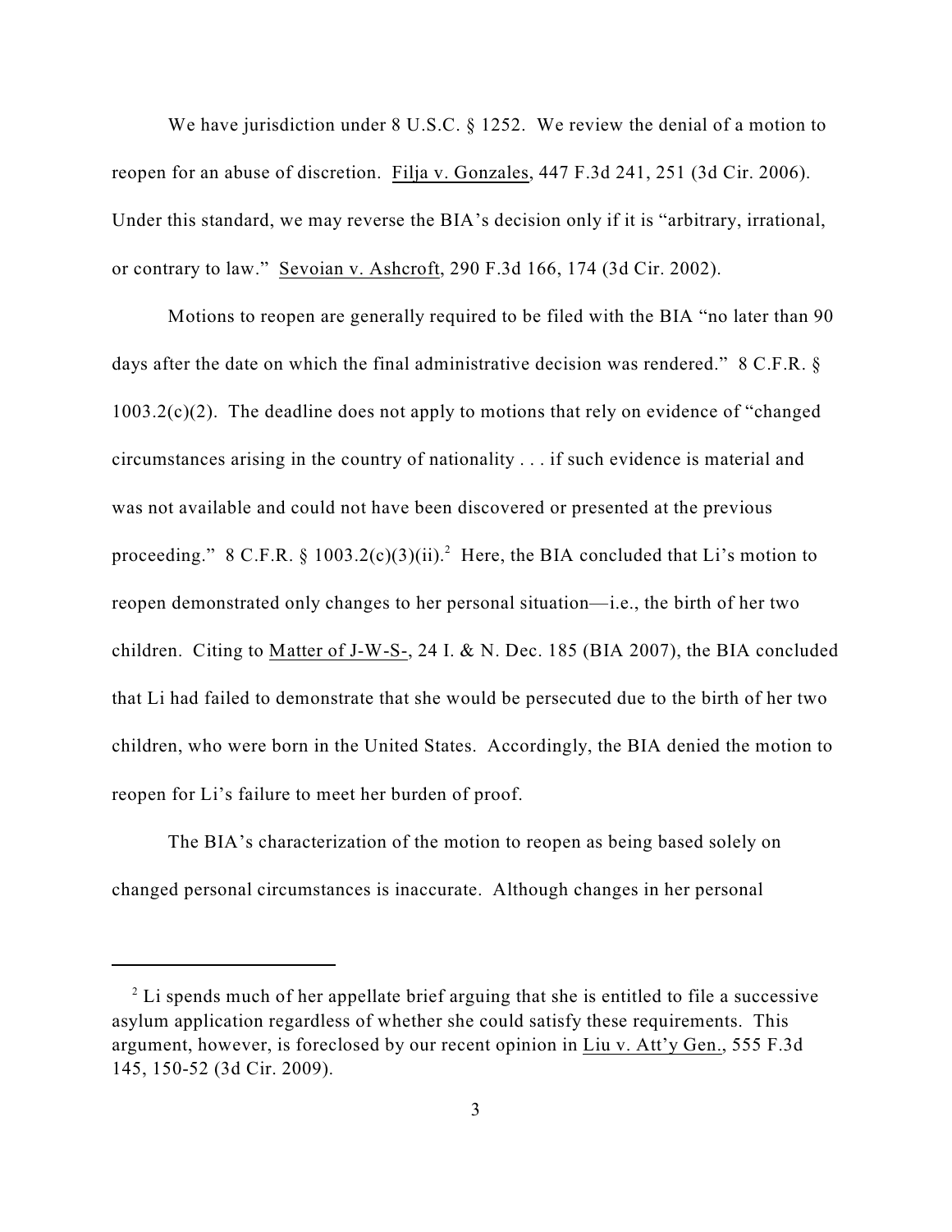We have jurisdiction under 8 U.S.C. § 1252. We review the denial of a motion to reopen for an abuse of discretion. Filja v. Gonzales, 447 F.3d 241, 251 (3d Cir. 2006). Under this standard, we may reverse the BIA's decision only if it is "arbitrary, irrational, or contrary to law." Sevoian v. Ashcroft, 290 F.3d 166, 174 (3d Cir. 2002).

Motions to reopen are generally required to be filed with the BIA "no later than 90 days after the date on which the final administrative decision was rendered." 8 C.F.R. § 1003.2(c)(2). The deadline does not apply to motions that rely on evidence of "changed circumstances arising in the country of nationality . . . if such evidence is material and was not available and could not have been discovered or presented at the previous proceeding." 8 C.F.R. § 1003.2(c)(3)(ii).[2] Here, the BIA concluded that Li's motion to reopen demonstrated only changes to her personal situation—i.e., the birth of her two children. Citing to Matter of J-W-S-, 24 I. & N. Dec. 185 (BIA 2007), the BIA concluded that Li had failed to demonstrate that she would be persecuted due to the birth of her two children, who were born in the United States. Accordingly, the BIA denied the motion to reopen for Li's failure to meet her burden of proof.

The BIA's characterization of the motion to reopen as being based solely on changed personal circumstances is inaccurate. Although changes in her personal

---

[2] Li spends much of her appellate brief arguing that she is entitled to file a successive asylum application regardless of whether she could satisfy these requirements. This argument, however, is foreclosed by our recent opinion in Liu v. Att'y Gen., 555 F.3d 145, 150-52 (3d Cir. 2009).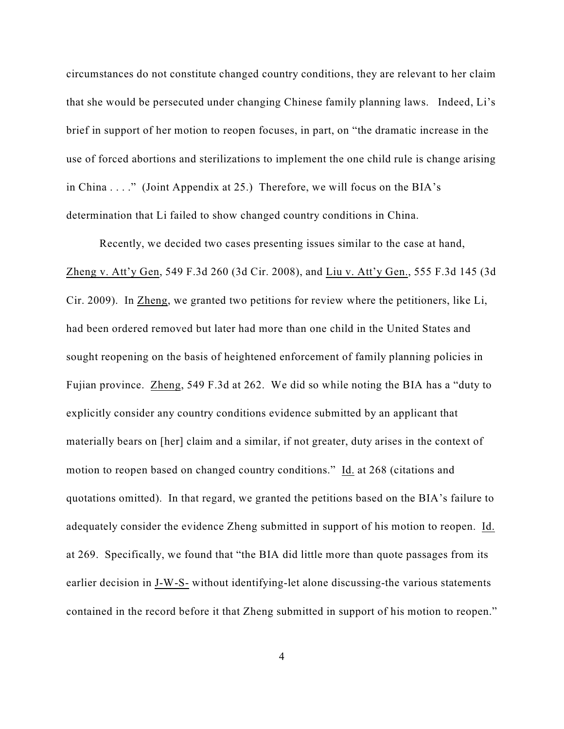circumstances do not constitute changed country conditions, they are relevant to her claim that she would be persecuted under changing Chinese family planning laws. Indeed, Li's brief in support of her motion to reopen focuses, in part, on "the dramatic increase in the use of forced abortions and sterilizations to implement the one child rule is change arising in China . . . ." (Joint Appendix at 25.) Therefore, we will focus on the BIA's determination that Li failed to show changed country conditions in China.

Recently, we decided two cases presenting issues similar to the case at hand, Zheng v. Att'y Gen, 549 F.3d 260 (3d Cir. 2008), and Liu v. Att'y Gen., 555 F.3d 145 (3d Cir. 2009). In Zheng, we granted two petitions for review where the petitioners, like Li, had been ordered removed but later had more than one child in the United States and sought reopening on the basis of heightened enforcement of family planning policies in Fujian province. Zheng, 549 F.3d at 262. We did so while noting the BIA has a "duty to explicitly consider any country conditions evidence submitted by an applicant that materially bears on [her] claim and a similar, if not greater, duty arises in the context of motion to reopen based on changed country conditions." Id. at 268 (citations and quotations omitted). In that regard, we granted the petitions based on the BIA's failure to adequately consider the evidence Zheng submitted in support of his motion to reopen. Id. at 269. Specifically, we found that "the BIA did little more than quote passages from its earlier decision in J-W-S- without identifying-let alone discussing-the various statements contained in the record before it that Zheng submitted in support of his motion to reopen."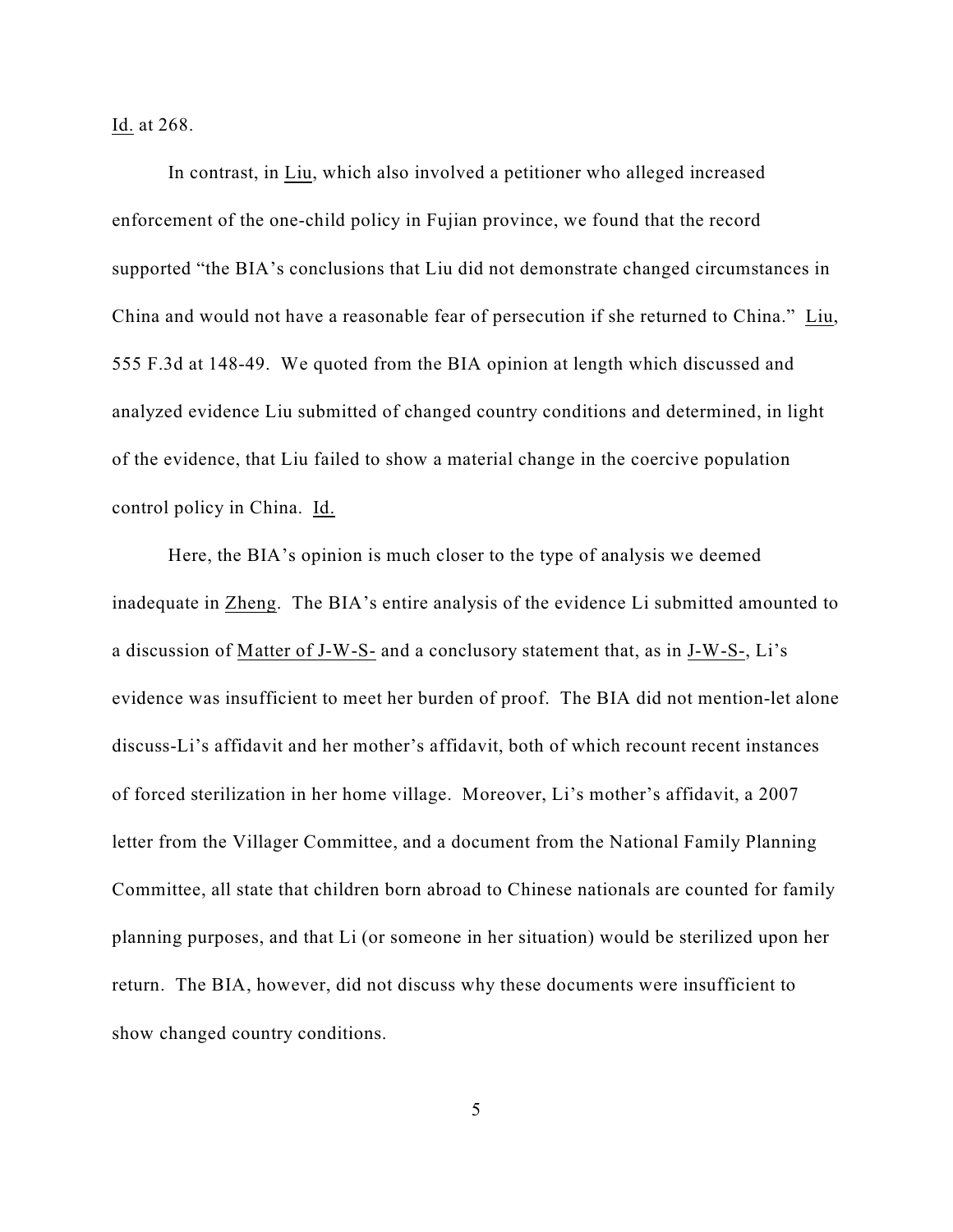Id. at 268.

In contrast, in Liu, which also involved a petitioner who alleged increased enforcement of the one-child policy in Fujian province, we found that the record supported "the BIA's conclusions that Liu did not demonstrate changed circumstances in China and would not have a reasonable fear of persecution if she returned to China." Liu, 555 F.3d at 148-49. We quoted from the BIA opinion at length which discussed and analyzed evidence Liu submitted of changed country conditions and determined, in light of the evidence, that Liu failed to show a material change in the coercive population control policy in China. Id.

Here, the BIA's opinion is much closer to the type of analysis we deemed inadequate in Zheng. The BIA's entire analysis of the evidence Li submitted amounted to a discussion of Matter of J-W-S- and a conclusory statement that, as in J-W-S-, Li's evidence was insufficient to meet her burden of proof. The BIA did not mention-let alone discuss-Li's affidavit and her mother's affidavit, both of which recount recent instances of forced sterilization in her home village. Moreover, Li's mother's affidavit, a 2007 letter from the Villager Committee, and a document from the National Family Planning Committee, all state that children born abroad to Chinese nationals are counted for family planning purposes, and that Li (or someone in her situation) would be sterilized upon her return. The BIA, however, did not discuss why these documents were insufficient to show changed country conditions.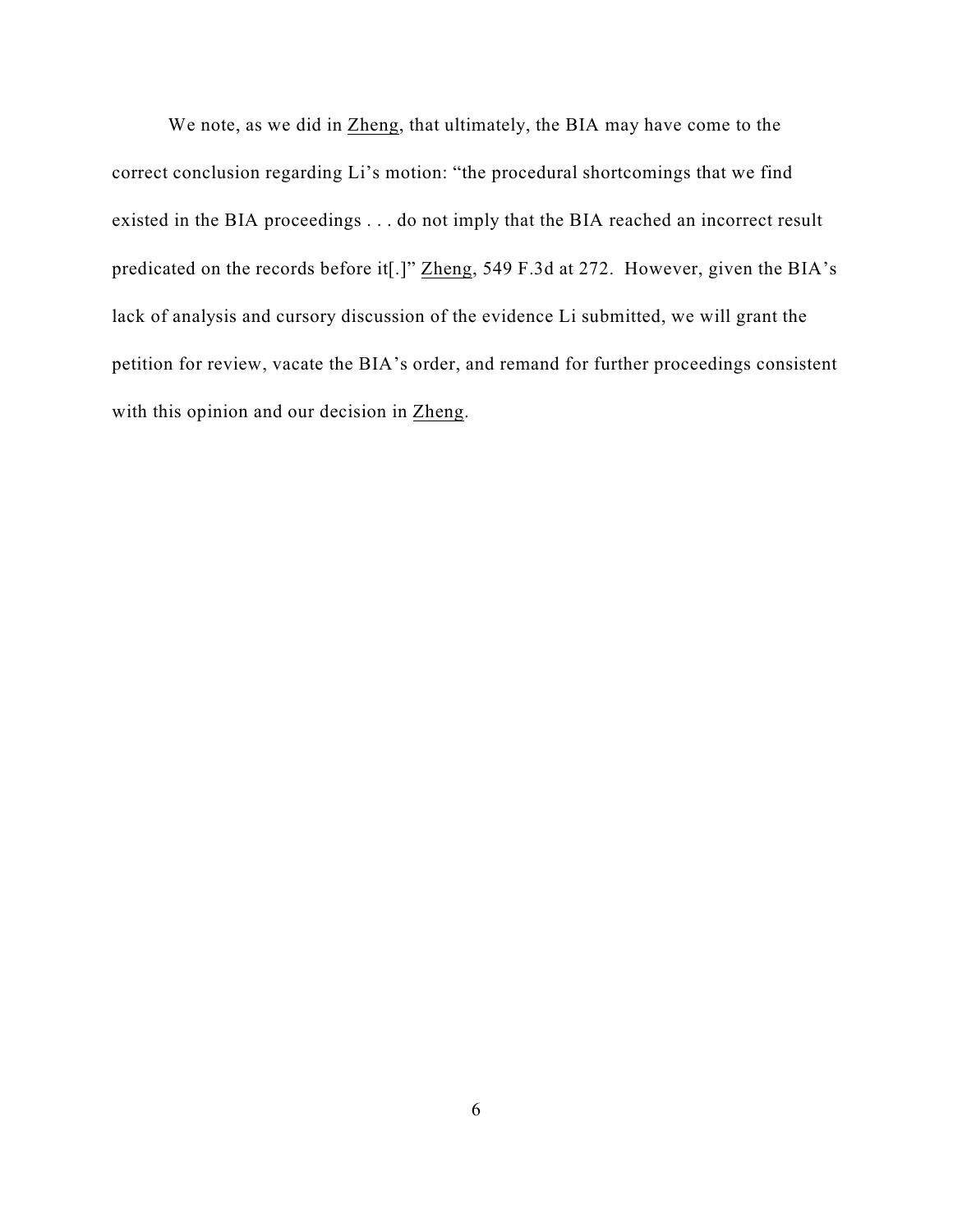We note, as we did in Zheng, that ultimately, the BIA may have come to the correct conclusion regarding Li's motion: "the procedural shortcomings that we find existed in the BIA proceedings . . . do not imply that the BIA reached an incorrect result predicated on the records before it[.]" Zheng, 549 F.3d at 272. However, given the BIA's lack of analysis and cursory discussion of the evidence Li submitted, we will grant the petition for review, vacate the BIA's order, and remand for further proceedings consistent with this opinion and our decision in Zheng.